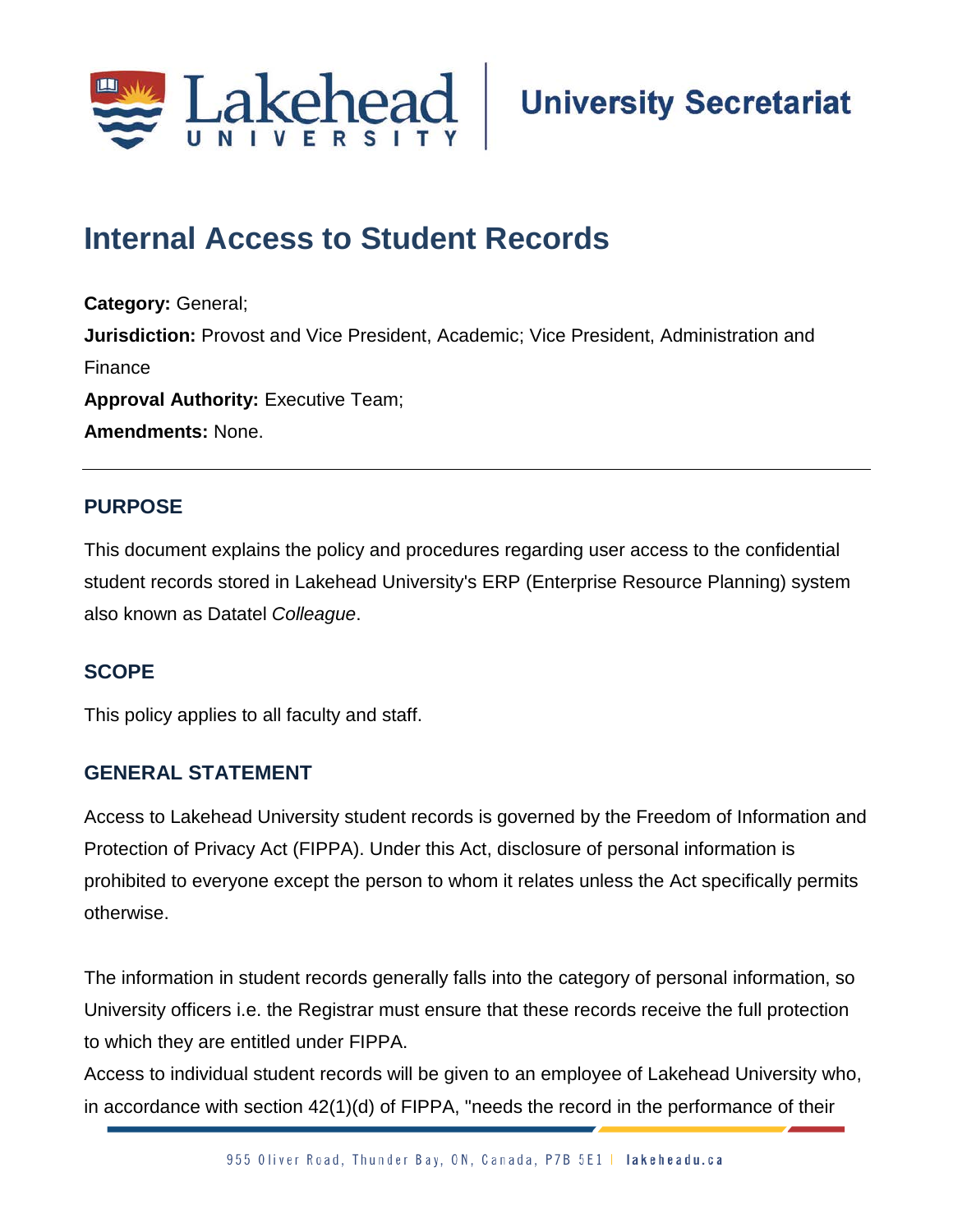# Internal Access to Student Records

**Category:** General;

**Jurisdiction:** Provost and Vice President, Academic; Vice President, Administration and Finance

**Approval Authority:** Executive Team;

**Amendments:** None.

---

## PURPOSE

This document explains the policy and procedures regarding user access to the confidential student records stored in Lakehead University's ERP (Enterprise Resource Planning) system also known as Datatel *Colleague*.

## SCOPE

This policy applies to all faculty and staff.

## GENERAL STATEMENT

Access to Lakehead University student records is governed by the Freedom of Information and Protection of Privacy Act (FIPPA). Under this Act, disclosure of personal information is prohibited to everyone except the person to whom it relates unless the Act specifically permits otherwise.

The information in student records generally falls into the category of personal information, so University officers i.e. the Registrar must ensure that these records receive the full protection to which they are entitled under FIPPA.

Access to individual student records will be given to an employee of Lakehead University who, in accordance with section 42(1)(d) of FIPPA, "needs the record in the performance of their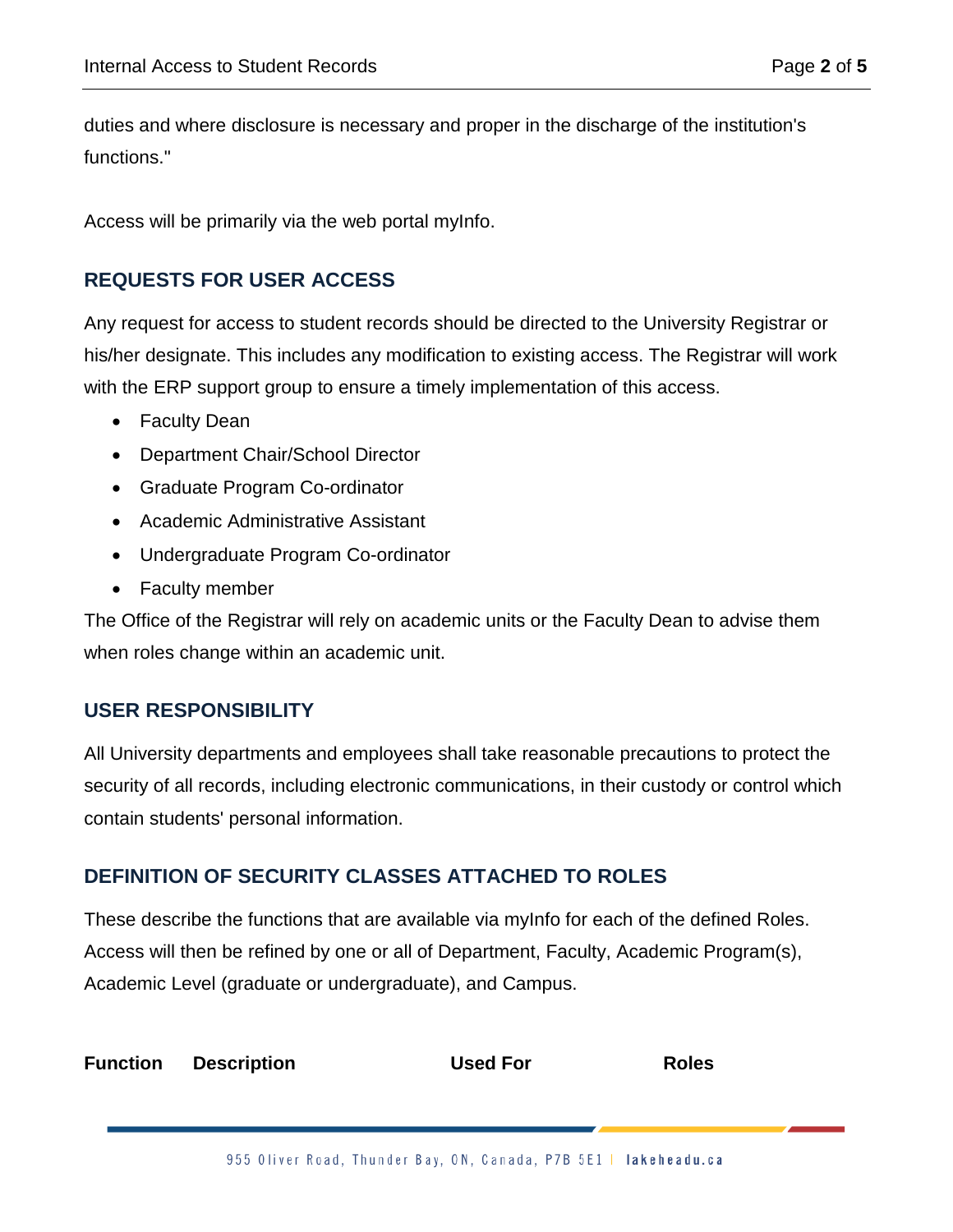duties and where disclosure is necessary and proper in the discharge of the institution's functions."

Access will be primarily via the web portal myInfo.

## REQUESTS FOR USER ACCESS

Any request for access to student records should be directed to the University Registrar or his/her designate. This includes any modification to existing access. The Registrar will work with the ERP support group to ensure a timely implementation of this access.

- Faculty Dean
- Department Chair/School Director
- Graduate Program Co-ordinator
- Academic Administrative Assistant
- Undergraduate Program Co-ordinator
- Faculty member

The Office of the Registrar will rely on academic units or the Faculty Dean to advise them when roles change within an academic unit.

## USER RESPONSIBILITY

All University departments and employees shall take reasonable precautions to protect the security of all records, including electronic communications, in their custody or control which contain students' personal information.

## DEFINITION OF SECURITY CLASSES ATTACHED TO ROLES

These describe the functions that are available via myInfo for each of the defined Roles. Access will then be refined by one or all of Department, Faculty, Academic Program(s), Academic Level (graduate or undergraduate), and Campus.

| Function | Description | Used For | Roles |
| --- | --- | --- | --- |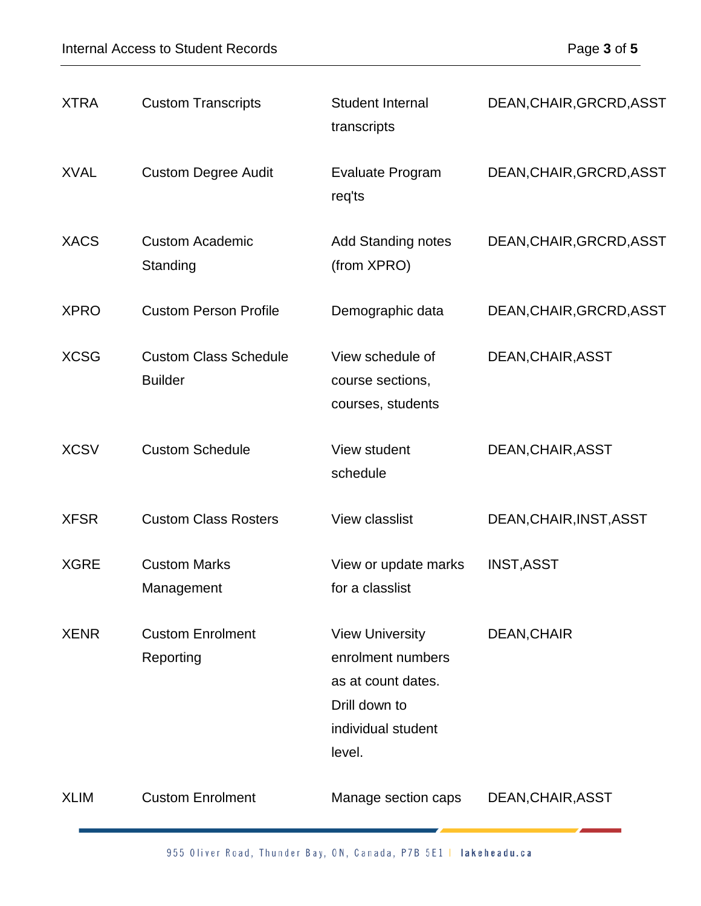| | | | |
|---|---|---|---|
| XTRA | Custom Transcripts | Student Internal transcripts | DEAN,CHAIR,GRCRD,ASST |
| XVAL | Custom Degree Audit | Evaluate Program req'ts | DEAN,CHAIR,GRCRD,ASST |
| XACS | Custom Academic Standing | Add Standing notes (from XPRO) | DEAN,CHAIR,GRCRD,ASST |
| XPRO | Custom Person Profile | Demographic data | DEAN,CHAIR,GRCRD,ASST |
| XCSG | Custom Class Schedule Builder | View schedule of course sections, courses, students | DEAN,CHAIR,ASST |
| XCSV | Custom Schedule | View student schedule | DEAN,CHAIR,ASST |
| XFSR | Custom Class Rosters | View classlist | DEAN,CHAIR,INST,ASST |
| XGRE | Custom Marks Management | View or update marks for a classlist | INST,ASST |
| XENR | Custom Enrolment Reporting | View University enrolment numbers as at count dates. Drill down to individual student level. | DEAN,CHAIR |
| XLIM | Custom Enrolment | Manage section caps | DEAN,CHAIR,ASST |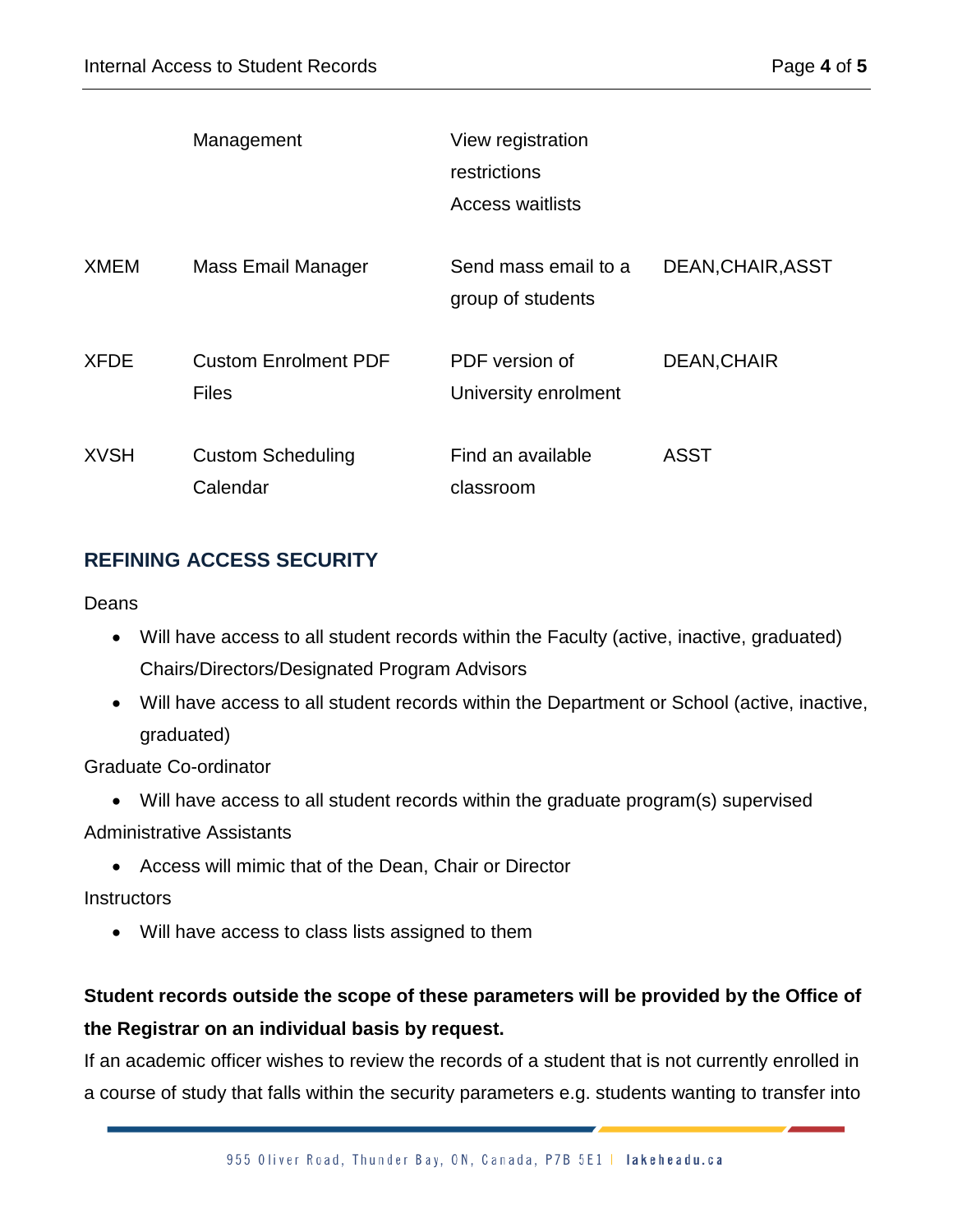| | | | |
|---|---|---|---|
| | Management | View registration restrictions<br>Access waitlists | |
| XMEM | Mass Email Manager | Send mass email to a group of students | DEAN,CHAIR,ASST |
| XFDE | Custom Enrolment PDF Files | PDF version of University enrolment | DEAN,CHAIR |
| XVSH | Custom Scheduling Calendar | Find an available classroom | ASST |

## REFINING ACCESS SECURITY

Deans

- Will have access to all student records within the Faculty (active, inactive, graduated)

Chairs/Directors/Designated Program Advisors

- Will have access to all student records within the Department or School (active, inactive, graduated)

Graduate Co-ordinator

- Will have access to all student records within the graduate program(s) supervised

Administrative Assistants

- Access will mimic that of the Dean, Chair or Director

Instructors

- Will have access to class lists assigned to them

**Student records outside the scope of these parameters will be provided by the Office of the Registrar on an individual basis by request.**

If an academic officer wishes to review the records of a student that is not currently enrolled in a course of study that falls within the security parameters e.g. students wanting to transfer into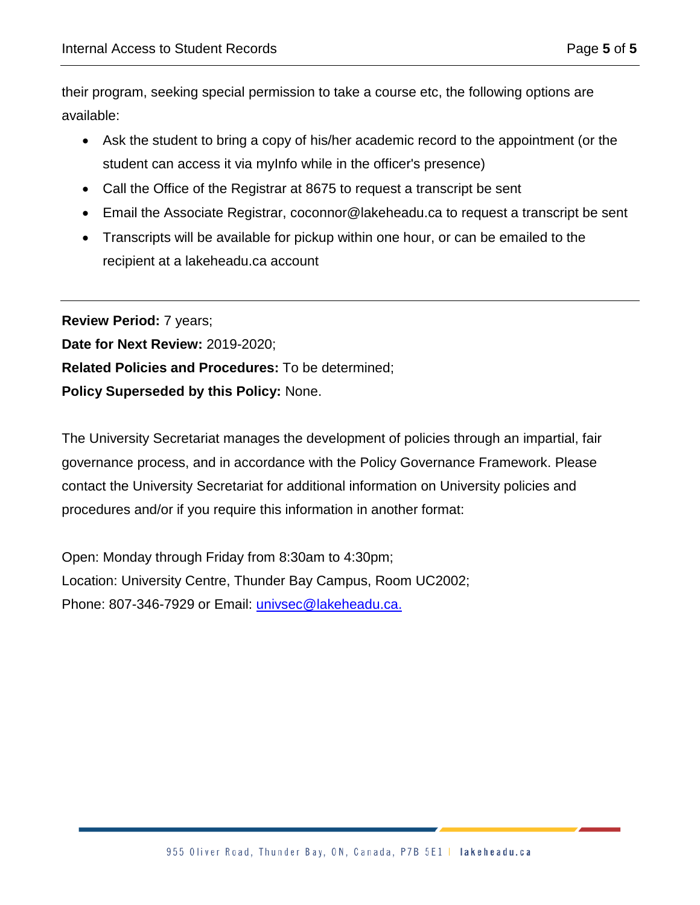their program, seeking special permission to take a course etc, the following options are available:

- Ask the student to bring a copy of his/her academic record to the appointment (or the student can access it via myInfo while in the officer's presence)
- Call the Office of the Registrar at 8675 to request a transcript be sent
- Email the Associate Registrar, coconnor@lakeheadu.ca to request a transcript be sent
- Transcripts will be available for pickup within one hour, or can be emailed to the recipient at a lakeheadu.ca account

---

**Review Period:** 7 years;
**Date for Next Review:** 2019-2020;
**Related Policies and Procedures:** To be determined;
**Policy Superseded by this Policy:** None.

The University Secretariat manages the development of policies through an impartial, fair governance process, and in accordance with the Policy Governance Framework. Please contact the University Secretariat for additional information on University policies and procedures and/or if you require this information in another format:

Open: Monday through Friday from 8:30am to 4:30pm;
Location: University Centre, Thunder Bay Campus, Room UC2002;
Phone: 807-346-7929 or Email: univsec@lakeheadu.ca.